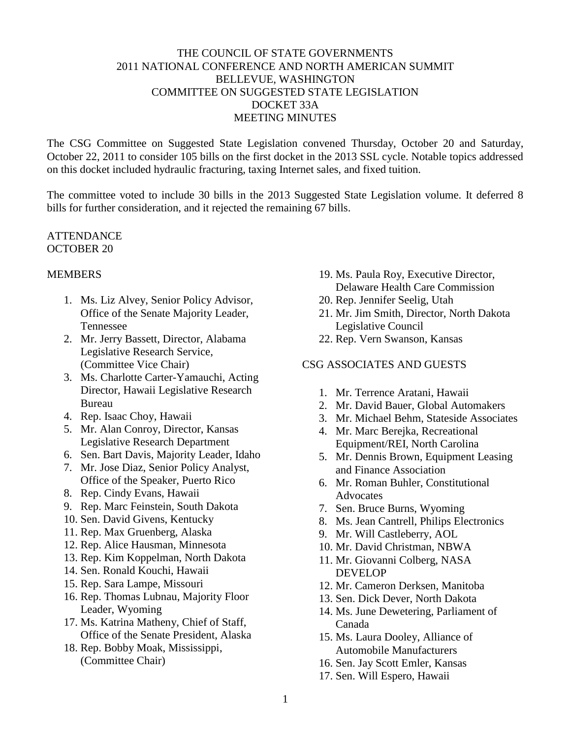# THE COUNCIL OF STATE GOVERNMENTS
## 2011 NATIONAL CONFERENCE AND NORTH AMERICAN SUMMIT
## BELLEVUE, WASHINGTON
## COMMITTEE ON SUGGESTED STATE LEGISLATION
## DOCKET 33A
## MEETING MINUTES

The CSG Committee on Suggested State Legislation convened Thursday, October 20 and Saturday, October 22, 2011 to consider 105 bills on the first docket in the 2013 SSL cycle. Notable topics addressed on this docket included hydraulic fracturing, taxing Internet sales, and fixed tuition.

The committee voted to include 30 bills in the 2013 Suggested State Legislation volume. It deferred 8 bills for further consideration, and it rejected the remaining 67 bills.

ATTENDANCE
OCTOBER 20

MEMBERS

1. Ms. Liz Alvey, Senior Policy Advisor, Office of the Senate Majority Leader, Tennessee
2. Mr. Jerry Bassett, Director, Alabama Legislative Research Service, (Committee Vice Chair)
3. Ms. Charlotte Carter-Yamauchi, Acting Director, Hawaii Legislative Research Bureau
4. Rep. Isaac Choy, Hawaii
5. Mr. Alan Conroy, Director, Kansas Legislative Research Department
6. Sen. Bart Davis, Majority Leader, Idaho
7. Mr. Jose Diaz, Senior Policy Analyst, Office of the Speaker, Puerto Rico
8. Rep. Cindy Evans, Hawaii
9. Rep. Marc Feinstein, South Dakota
10. Sen. David Givens, Kentucky
11. Rep. Max Gruenberg, Alaska
12. Rep. Alice Hausman, Minnesota
13. Rep. Kim Koppelman, North Dakota
14. Sen. Ronald Kouchi, Hawaii
15. Rep. Sara Lampe, Missouri
16. Rep. Thomas Lubnau, Majority Floor Leader, Wyoming
17. Ms. Katrina Matheny, Chief of Staff, Office of the Senate President, Alaska
18. Rep. Bobby Moak, Mississippi, (Committee Chair)
19. Ms. Paula Roy, Executive Director, Delaware Health Care Commission
20. Rep. Jennifer Seelig, Utah
21. Mr. Jim Smith, Director, North Dakota Legislative Council
22. Rep. Vern Swanson, Kansas

CSG ASSOCIATES AND GUESTS

1. Mr. Terrence Aratani, Hawaii
2. Mr. David Bauer, Global Automakers
3. Mr. Michael Behm, Stateside Associates
4. Mr. Marc Berejka, Recreational Equipment/REI, North Carolina
5. Mr. Dennis Brown, Equipment Leasing and Finance Association
6. Mr. Roman Buhler, Constitutional Advocates
7. Sen. Bruce Burns, Wyoming
8. Ms. Jean Cantrell, Philips Electronics
9. Mr. Will Castleberry, AOL
10. Mr. David Christman, NBWA
11. Mr. Giovanni Colberg, NASA DEVELOP
12. Mr. Cameron Derksen, Manitoba
13. Sen. Dick Dever, North Dakota
14. Ms. June Dewetering, Parliament of Canada
15. Ms. Laura Dooley, Alliance of Automobile Manufacturers
16. Sen. Jay Scott Emler, Kansas
17. Sen. Will Espero, Hawaii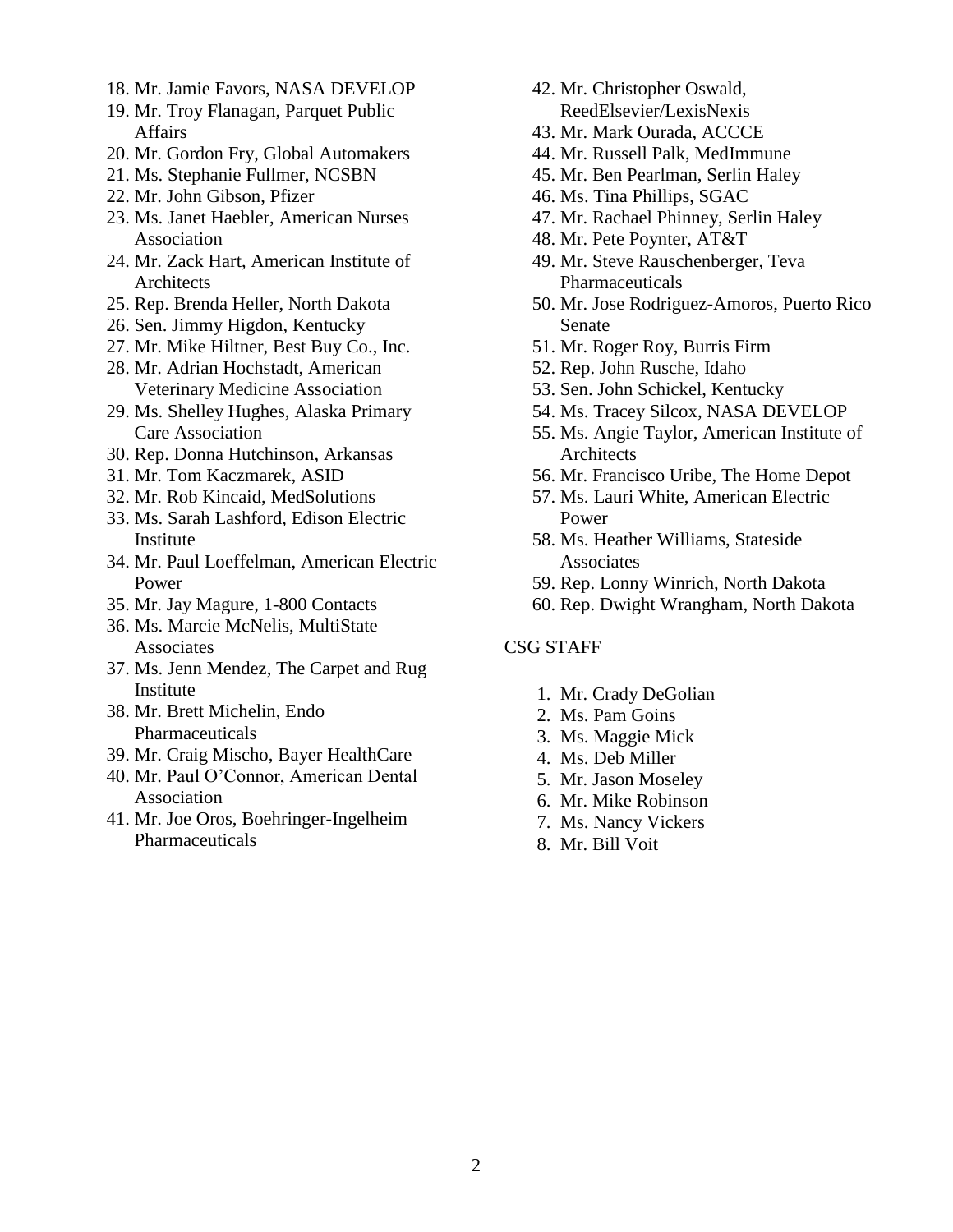18. Mr. Jamie Favors, NASA DEVELOP
19. Mr. Troy Flanagan, Parquet Public Affairs
20. Mr. Gordon Fry, Global Automakers
21. Ms. Stephanie Fullmer, NCSBN
22. Mr. John Gibson, Pfizer
23. Ms. Janet Haebler, American Nurses Association
24. Mr. Zack Hart, American Institute of Architects
25. Rep. Brenda Heller, North Dakota
26. Sen. Jimmy Higdon, Kentucky
27. Mr. Mike Hiltner, Best Buy Co., Inc.
28. Mr. Adrian Hochstadt, American Veterinary Medicine Association
29. Ms. Shelley Hughes, Alaska Primary Care Association
30. Rep. Donna Hutchinson, Arkansas
31. Mr. Tom Kaczmarek, ASID
32. Mr. Rob Kincaid, MedSolutions
33. Ms. Sarah Lashford, Edison Electric Institute
34. Mr. Paul Loeffelman, American Electric Power
35. Mr. Jay Magure, 1-800 Contacts
36. Ms. Marcie McNelis, MultiState Associates
37. Ms. Jenn Mendez, The Carpet and Rug Institute
38. Mr. Brett Michelin, Endo Pharmaceuticals
39. Mr. Craig Mischo, Bayer HealthCare
40. Mr. Paul O'Connor, American Dental Association
41. Mr. Joe Oros, Boehringer-Ingelheim Pharmaceuticals
42. Mr. Christopher Oswald, ReedElsevier/LexisNexis
43. Mr. Mark Ourada, ACCCE
44. Mr. Russell Palk, MedImmune
45. Mr. Ben Pearlman, Serlin Haley
46. Ms. Tina Phillips, SGAC
47. Mr. Rachael Phinney, Serlin Haley
48. Mr. Pete Poynter, AT&T
49. Mr. Steve Rauschenberger, Teva Pharmaceuticals
50. Mr. Jose Rodriguez-Amoros, Puerto Rico Senate
51. Mr. Roger Roy, Burris Firm
52. Rep. John Rusche, Idaho
53. Sen. John Schickel, Kentucky
54. Ms. Tracey Silcox, NASA DEVELOP
55. Ms. Angie Taylor, American Institute of Architects
56. Mr. Francisco Uribe, The Home Depot
57. Ms. Lauri White, American Electric Power
58. Ms. Heather Williams, Stateside Associates
59. Rep. Lonny Winrich, North Dakota
60. Rep. Dwight Wrangham, North Dakota

CSG STAFF

1. Mr. Crady DeGolian
2. Ms. Pam Goins
3. Ms. Maggie Mick
4. Ms. Deb Miller
5. Mr. Jason Moseley
6. Mr. Mike Robinson
7. Ms. Nancy Vickers
8. Mr. Bill Voit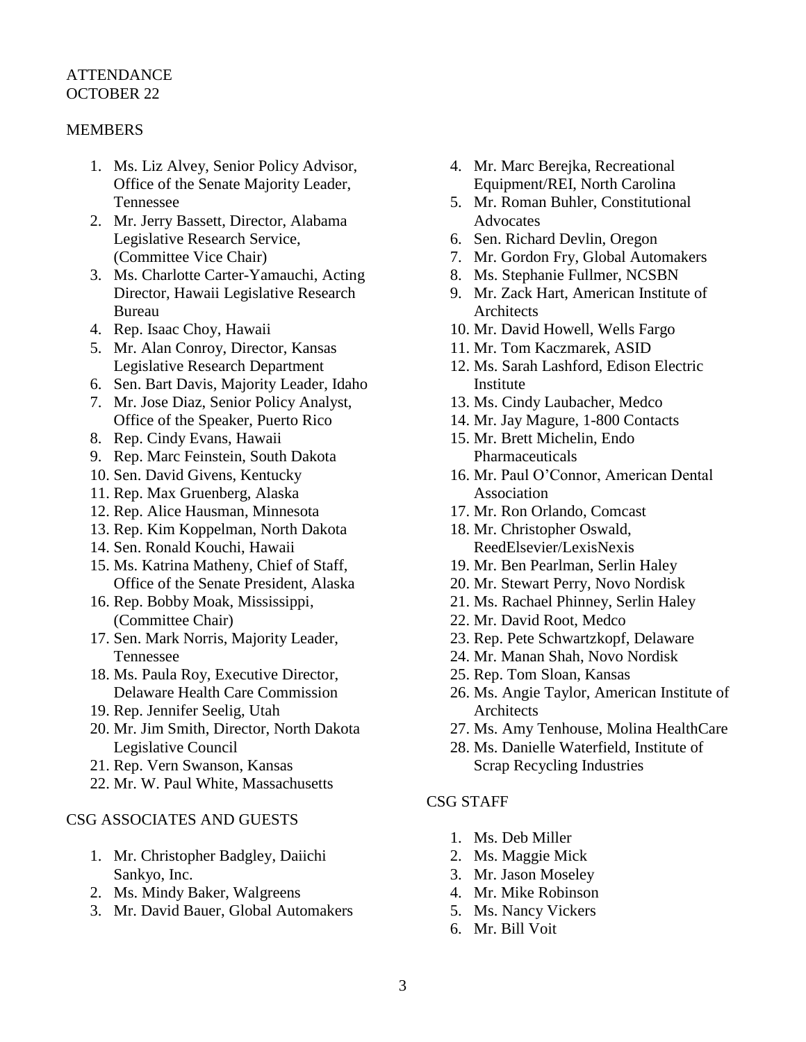ATTENDANCE
OCTOBER 22

MEMBERS

1. Ms. Liz Alvey, Senior Policy Advisor, Office of the Senate Majority Leader, Tennessee
2. Mr. Jerry Bassett, Director, Alabama Legislative Research Service, (Committee Vice Chair)
3. Ms. Charlotte Carter-Yamauchi, Acting Director, Hawaii Legislative Research Bureau
4. Rep. Isaac Choy, Hawaii
5. Mr. Alan Conroy, Director, Kansas Legislative Research Department
6. Sen. Bart Davis, Majority Leader, Idaho
7. Mr. Jose Diaz, Senior Policy Analyst, Office of the Speaker, Puerto Rico
8. Rep. Cindy Evans, Hawaii
9. Rep. Marc Feinstein, South Dakota
10. Sen. David Givens, Kentucky
11. Rep. Max Gruenberg, Alaska
12. Rep. Alice Hausman, Minnesota
13. Rep. Kim Koppelman, North Dakota
14. Sen. Ronald Kouchi, Hawaii
15. Ms. Katrina Matheny, Chief of Staff, Office of the Senate President, Alaska
16. Rep. Bobby Moak, Mississippi, (Committee Chair)
17. Sen. Mark Norris, Majority Leader, Tennessee
18. Ms. Paula Roy, Executive Director, Delaware Health Care Commission
19. Rep. Jennifer Seelig, Utah
20. Mr. Jim Smith, Director, North Dakota Legislative Council
21. Rep. Vern Swanson, Kansas
22. Mr. W. Paul White, Massachusetts

CSG ASSOCIATES AND GUESTS

1. Mr. Christopher Badgley, Daiichi Sankyo, Inc.
2. Ms. Mindy Baker, Walgreens
3. Mr. David Bauer, Global Automakers
4. Mr. Marc Berejka, Recreational Equipment/REI, North Carolina
5. Mr. Roman Buhler, Constitutional Advocates
6. Sen. Richard Devlin, Oregon
7. Mr. Gordon Fry, Global Automakers
8. Ms. Stephanie Fullmer, NCSBN
9. Mr. Zack Hart, American Institute of Architects
10. Mr. David Howell, Wells Fargo
11. Mr. Tom Kaczmarek, ASID
12. Ms. Sarah Lashford, Edison Electric Institute
13. Ms. Cindy Laubacher, Medco
14. Mr. Jay Magure, 1-800 Contacts
15. Mr. Brett Michelin, Endo Pharmaceuticals
16. Mr. Paul O'Connor, American Dental Association
17. Mr. Ron Orlando, Comcast
18. Mr. Christopher Oswald, ReedElsevier/LexisNexis
19. Mr. Ben Pearlman, Serlin Haley
20. Mr. Stewart Perry, Novo Nordisk
21. Ms. Rachael Phinney, Serlin Haley
22. Mr. David Root, Medco
23. Rep. Pete Schwartzkopf, Delaware
24. Mr. Manan Shah, Novo Nordisk
25. Rep. Tom Sloan, Kansas
26. Ms. Angie Taylor, American Institute of Architects
27. Ms. Amy Tenhouse, Molina HealthCare
28. Ms. Danielle Waterfield, Institute of Scrap Recycling Industries

CSG STAFF

1. Ms. Deb Miller
2. Ms. Maggie Mick
3. Mr. Jason Moseley
4. Mr. Mike Robinson
5. Ms. Nancy Vickers
6. Mr. Bill Voit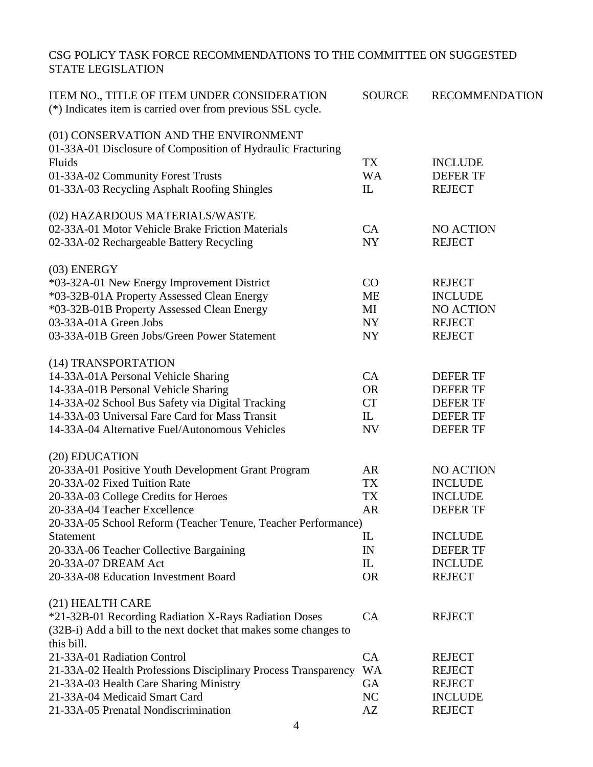CSG POLICY TASK FORCE RECOMMENDATIONS TO THE COMMITTEE ON SUGGESTED STATE LEGISLATION

| ITEM NO., TITLE OF ITEM UNDER CONSIDERATION<br>(*) Indicates item is carried over from previous SSL cycle. | SOURCE | RECOMMENDATION |
|---|---|---|
| **(01) CONSERVATION AND THE ENVIRONMENT** | | |
| 01-33A-01 Disclosure of Composition of Hydraulic Fracturing Fluids | TX | INCLUDE |
| 01-33A-02 Community Forest Trusts | WA | DEFER TF |
| 01-33A-03 Recycling Asphalt Roofing Shingles | IL | REJECT |
| **(02) HAZARDOUS MATERIALS/WASTE** | | |
| 02-33A-01 Motor Vehicle Brake Friction Materials | CA | NO ACTION |
| 02-33A-02 Rechargeable Battery Recycling | NY | REJECT |
| **(03) ENERGY** | | |
| *03-32A-01 New Energy Improvement District | CO | REJECT |
| *03-32B-01A Property Assessed Clean Energy | ME | INCLUDE |
| *03-32B-01B Property Assessed Clean Energy | MI | NO ACTION |
| 03-33A-01A Green Jobs | NY | REJECT |
| 03-33A-01B Green Jobs/Green Power Statement | NY | REJECT |
| **(14) TRANSPORTATION** | | |
| 14-33A-01A Personal Vehicle Sharing | CA | DEFER TF |
| 14-33A-01B Personal Vehicle Sharing | OR | DEFER TF |
| 14-33A-02 School Bus Safety via Digital Tracking | CT | DEFER TF |
| 14-33A-03 Universal Fare Card for Mass Transit | IL | DEFER TF |
| 14-33A-04 Alternative Fuel/Autonomous Vehicles | NV | DEFER TF |
| **(20) EDUCATION** | | |
| 20-33A-01 Positive Youth Development Grant Program | AR | NO ACTION |
| 20-33A-02 Fixed Tuition Rate | TX | INCLUDE |
| 20-33A-03 College Credits for Heroes | TX | INCLUDE |
| 20-33A-04 Teacher Excellence | AR | DEFER TF |
| 20-33A-05 School Reform (Teacher Tenure, Teacher Performance) Statement | IL | INCLUDE |
| 20-33A-06 Teacher Collective Bargaining | IN | DEFER TF |
| 20-33A-07 DREAM Act | IL | INCLUDE |
| 20-33A-08 Education Investment Board | OR | REJECT |
| **(21) HEALTH CARE** | | |
| *21-32B-01 Recording Radiation X-Rays Radiation Doses<br>(32B-i) Add a bill to the next docket that makes some changes to this bill. | CA | REJECT |
| 21-33A-01 Radiation Control | CA | REJECT |
| 21-33A-02 Health Professions Disciplinary Process Transparency | WA | REJECT |
| 21-33A-03 Health Care Sharing Ministry | GA | REJECT |
| 21-33A-04 Medicaid Smart Card | NC | INCLUDE |
| 21-33A-05 Prenatal Nondiscrimination | AZ | REJECT |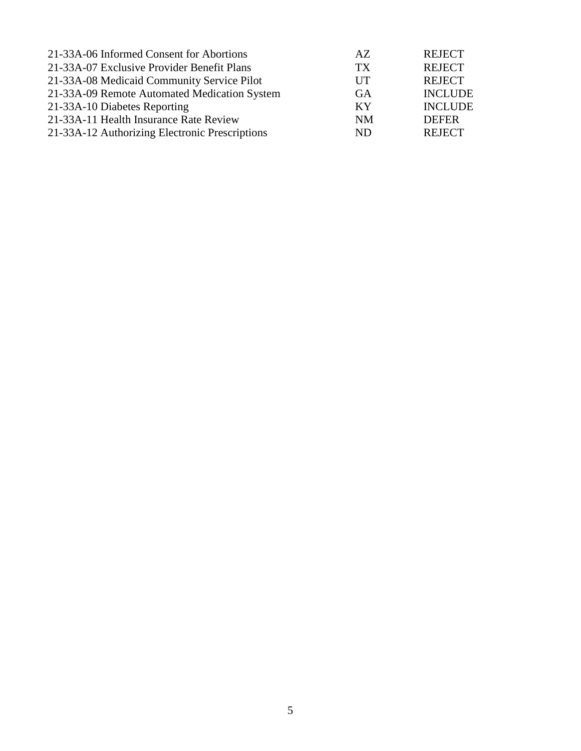| | | |
|---|---|---|
| 21-33A-06 Informed Consent for Abortions | AZ | REJECT |
| 21-33A-07 Exclusive Provider Benefit Plans | TX | REJECT |
| 21-33A-08 Medicaid Community Service Pilot | UT | REJECT |
| 21-33A-09 Remote Automated Medication System | GA | INCLUDE |
| 21-33A-10 Diabetes Reporting | KY | INCLUDE |
| 21-33A-11 Health Insurance Rate Review | NM | DEFER |
| 21-33A-12 Authorizing Electronic Prescriptions | ND | REJECT |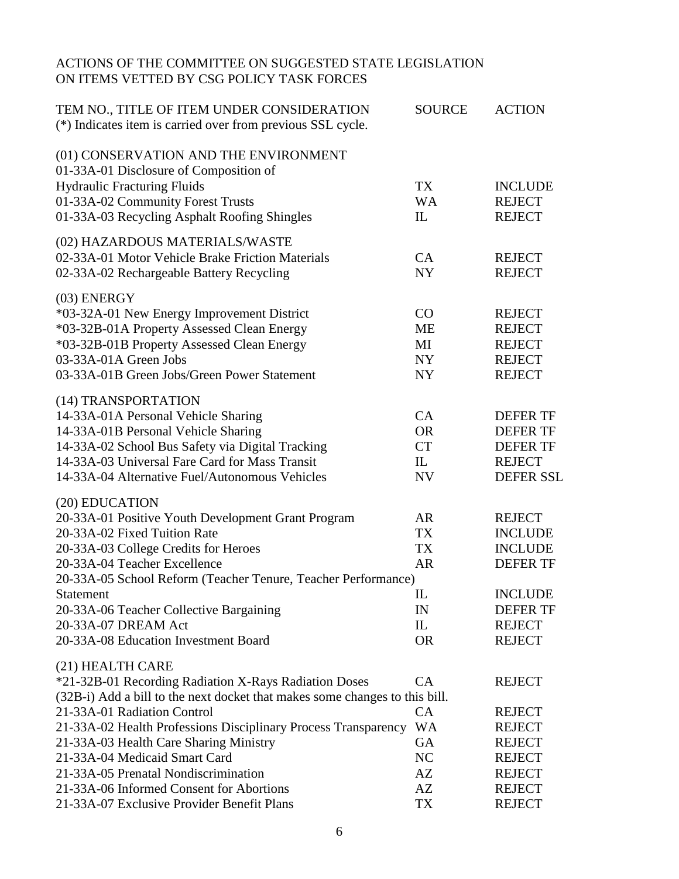ACTIONS OF THE COMMITTEE ON SUGGESTED STATE LEGISLATION
ON ITEMS VETTED BY CSG POLICY TASK FORCES

| TEM NO., TITLE OF ITEM UNDER CONSIDERATION<br>(*) Indicates item is carried over from previous SSL cycle. | SOURCE | ACTION |
|---|---|---|
| (01) CONSERVATION AND THE ENVIRONMENT | | |
| 01-33A-01 Disclosure of Composition of Hydraulic Fracturing Fluids | TX | INCLUDE |
| 01-33A-02 Community Forest Trusts | WA | REJECT |
| 01-33A-03 Recycling Asphalt Roofing Shingles | IL | REJECT |
| (02) HAZARDOUS MATERIALS/WASTE | | |
| 02-33A-01 Motor Vehicle Brake Friction Materials | CA | REJECT |
| 02-33A-02 Rechargeable Battery Recycling | NY | REJECT |
| (03) ENERGY | | |
| *03-32A-01 New Energy Improvement District | CO | REJECT |
| *03-32B-01A Property Assessed Clean Energy | ME | REJECT |
| *03-32B-01B Property Assessed Clean Energy | MI | REJECT |
| 03-33A-01A Green Jobs | NY | REJECT |
| 03-33A-01B Green Jobs/Green Power Statement | NY | REJECT |
| (14) TRANSPORTATION | | |
| 14-33A-01A Personal Vehicle Sharing | CA | DEFER TF |
| 14-33A-01B Personal Vehicle Sharing | OR | DEFER TF |
| 14-33A-02 School Bus Safety via Digital Tracking | CT | DEFER TF |
| 14-33A-03 Universal Fare Card for Mass Transit | IL | REJECT |
| 14-33A-04 Alternative Fuel/Autonomous Vehicles | NV | DEFER SSL |
| (20) EDUCATION | | |
| 20-33A-01 Positive Youth Development Grant Program | AR | REJECT |
| 20-33A-02 Fixed Tuition Rate | TX | INCLUDE |
| 20-33A-03 College Credits for Heroes | TX | INCLUDE |
| 20-33A-04 Teacher Excellence | AR | DEFER TF |
| 20-33A-05 School Reform (Teacher Tenure, Teacher Performance) Statement | IL | INCLUDE |
| 20-33A-06 Teacher Collective Bargaining | IN | DEFER TF |
| 20-33A-07 DREAM Act | IL | REJECT |
| 20-33A-08 Education Investment Board | OR | REJECT |
| (21) HEALTH CARE | | |
| *21-32B-01 Recording Radiation X-Rays Radiation Doses<br>(32B-i) Add a bill to the next docket that makes some changes to this bill. | CA | REJECT |
| 21-33A-01 Radiation Control | CA | REJECT |
| 21-33A-02 Health Professions Disciplinary Process Transparency | WA | REJECT |
| 21-33A-03 Health Care Sharing Ministry | GA | REJECT |
| 21-33A-04 Medicaid Smart Card | NC | REJECT |
| 21-33A-05 Prenatal Nondiscrimination | AZ | REJECT |
| 21-33A-06 Informed Consent for Abortions | AZ | REJECT |
| 21-33A-07 Exclusive Provider Benefit Plans | TX | REJECT |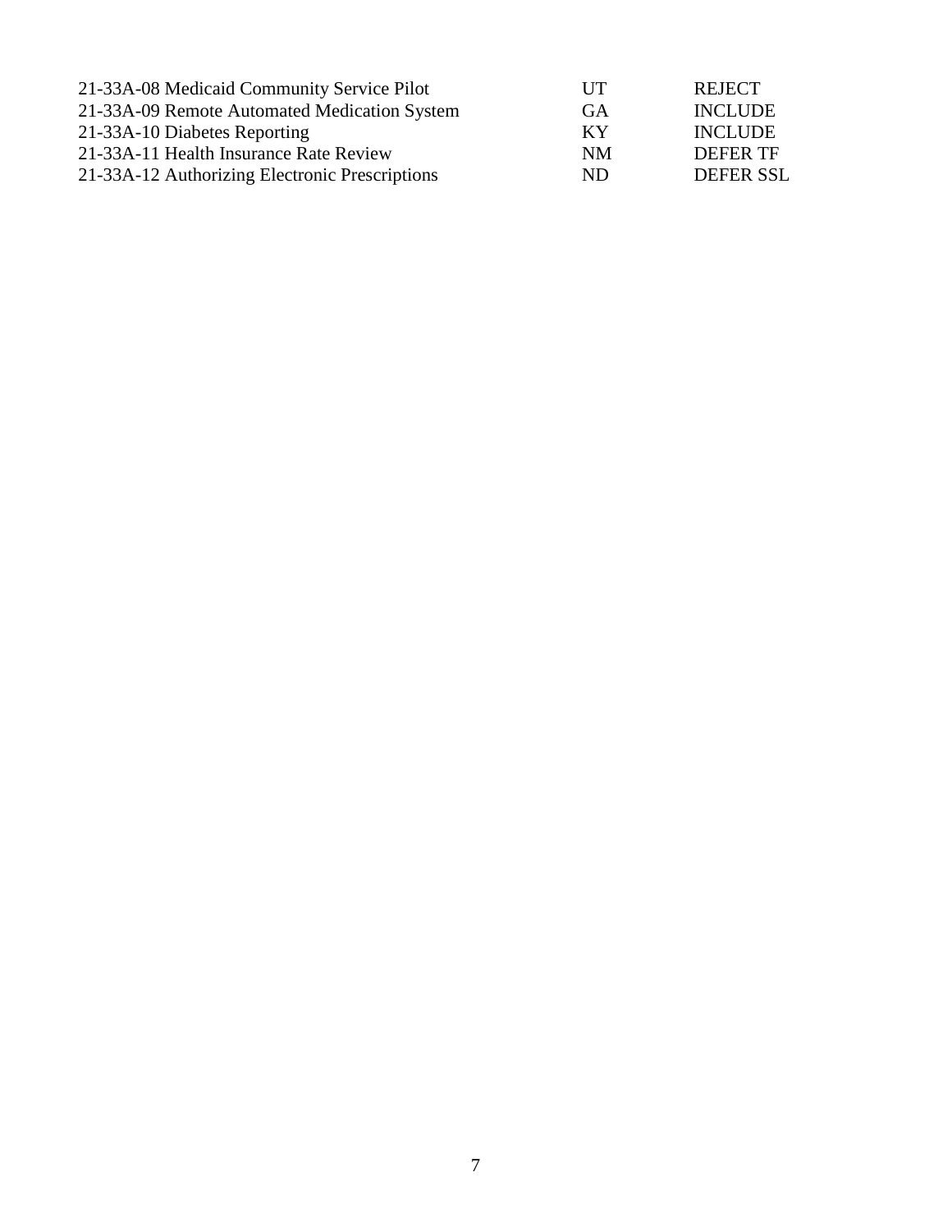| | | |
|---|---|---|
| 21-33A-08 Medicaid Community Service Pilot | UT | REJECT |
| 21-33A-09 Remote Automated Medication System | GA | INCLUDE |
| 21-33A-10 Diabetes Reporting | KY | INCLUDE |
| 21-33A-11 Health Insurance Rate Review | NM | DEFER TF |
| 21-33A-12 Authorizing Electronic Prescriptions | ND | DEFER SSL |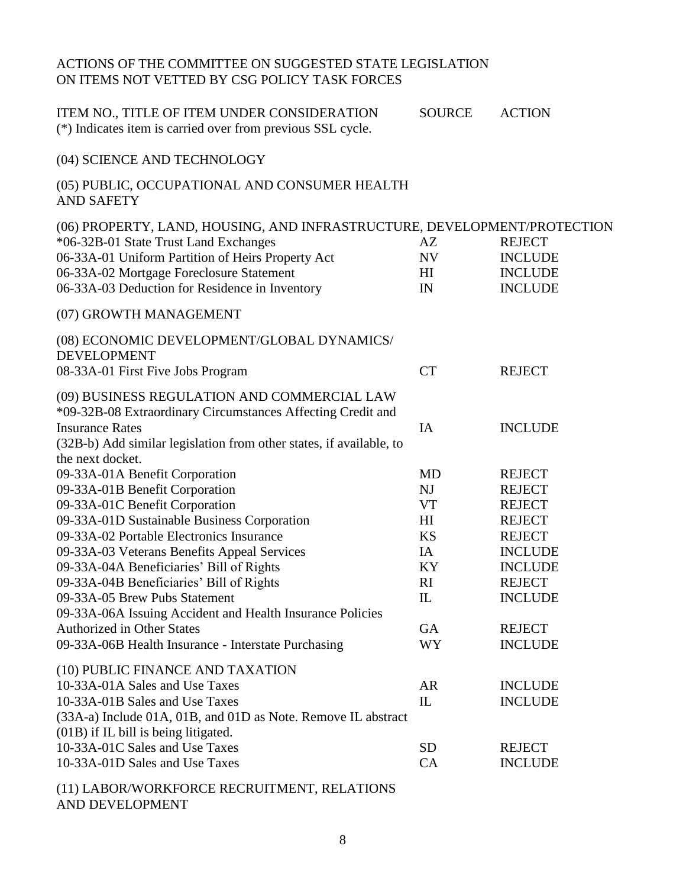ACTIONS OF THE COMMITTEE ON SUGGESTED STATE LEGISLATION
ON ITEMS NOT VETTED BY CSG POLICY TASK FORCES

| ITEM NO., TITLE OF ITEM UNDER CONSIDERATION (*) Indicates item is carried over from previous SSL cycle. | SOURCE | ACTION |
|---|---|---|
| (04) SCIENCE AND TECHNOLOGY | | |
| (05) PUBLIC, OCCUPATIONAL AND CONSUMER HEALTH AND SAFETY | | |
| (06) PROPERTY, LAND, HOUSING, AND INFRASTRUCTURE, DEVELOPMENT/PROTECTION | | |
| *06-32B-01 State Trust Land Exchanges | AZ | REJECT |
| 06-33A-01 Uniform Partition of Heirs Property Act | NV | INCLUDE |
| 06-33A-02 Mortgage Foreclosure Statement | HI | INCLUDE |
| 06-33A-03 Deduction for Residence in Inventory | IN | INCLUDE |
| (07) GROWTH MANAGEMENT | | |
| (08) ECONOMIC DEVELOPMENT/GLOBAL DYNAMICS/ DEVELOPMENT | | |
| 08-33A-01 First Five Jobs Program | CT | REJECT |
| (09) BUSINESS REGULATION AND COMMERCIAL LAW | | |
| *09-32B-08 Extraordinary Circumstances Affecting Credit and Insurance Rates | IA | INCLUDE |
| (32B-b) Add similar legislation from other states, if available, to the next docket. | | |
| 09-33A-01A Benefit Corporation | MD | REJECT |
| 09-33A-01B Benefit Corporation | NJ | REJECT |
| 09-33A-01C Benefit Corporation | VT | REJECT |
| 09-33A-01D Sustainable Business Corporation | HI | REJECT |
| 09-33A-02 Portable Electronics Insurance | KS | REJECT |
| 09-33A-03 Veterans Benefits Appeal Services | IA | INCLUDE |
| 09-33A-04A Beneficiaries' Bill of Rights | KY | INCLUDE |
| 09-33A-04B Beneficiaries' Bill of Rights | RI | REJECT |
| 09-33A-05 Brew Pubs Statement | IL | INCLUDE |
| 09-33A-06A Issuing Accident and Health Insurance Policies Authorized in Other States | GA | REJECT |
| 09-33A-06B Health Insurance - Interstate Purchasing | WY | INCLUDE |
| (10) PUBLIC FINANCE AND TAXATION | | |
| 10-33A-01A Sales and Use Taxes | AR | INCLUDE |
| 10-33A-01B Sales and Use Taxes | IL | INCLUDE |
| (33A-a) Include 01A, 01B, and 01D as Note. Remove IL abstract (01B) if IL bill is being litigated. | | |
| 10-33A-01C Sales and Use Taxes | SD | REJECT |
| 10-33A-01D Sales and Use Taxes | CA | INCLUDE |
| (11) LABOR/WORKFORCE RECRUITMENT, RELATIONS AND DEVELOPMENT | | |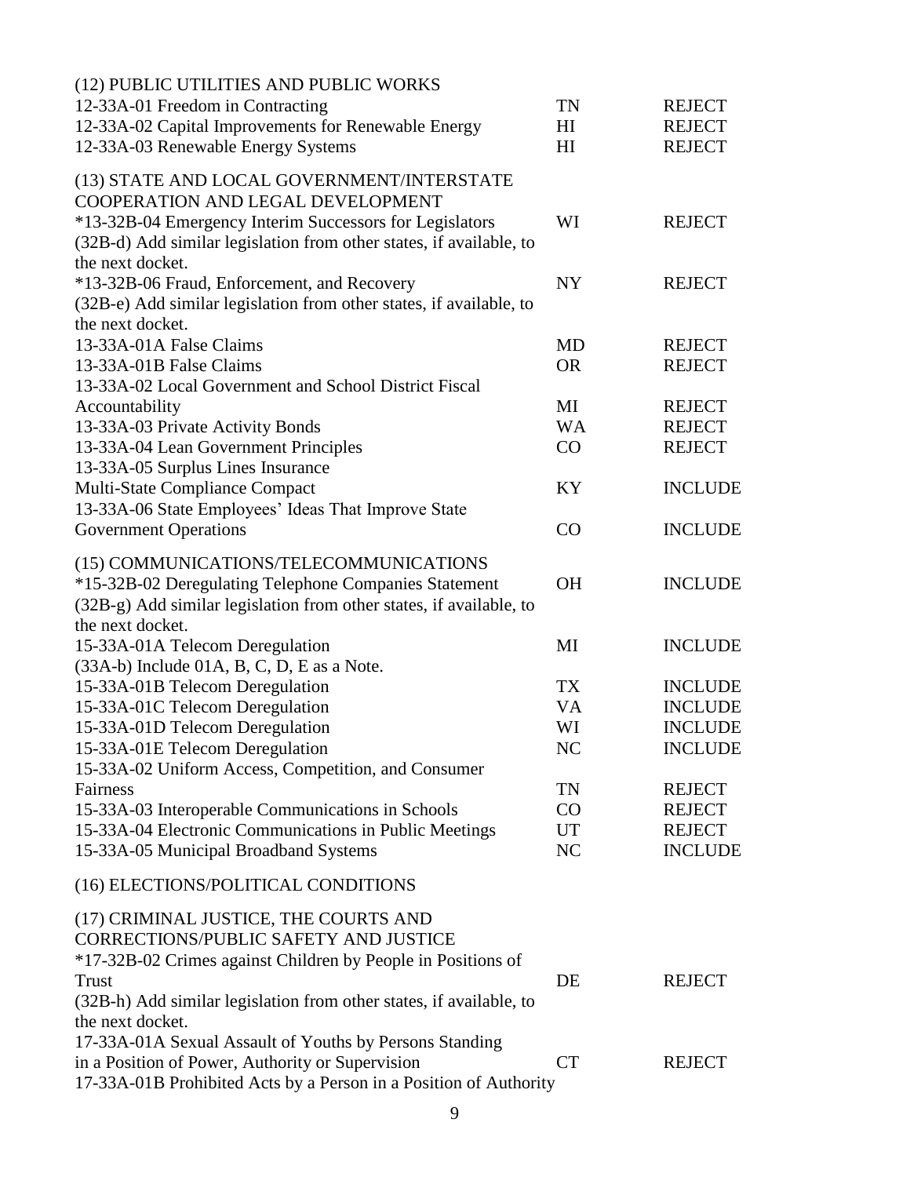(12) PUBLIC UTILITIES AND PUBLIC WORKS

| | | |
|---|---|---|
| 12-33A-01 Freedom in Contracting | TN | REJECT |
| 12-33A-02 Capital Improvements for Renewable Energy | HI | REJECT |
| 12-33A-03 Renewable Energy Systems | HI | REJECT |

(13) STATE AND LOCAL GOVERNMENT/INTERSTATE COOPERATION AND LEGAL DEVELOPMENT

| | | |
|---|---|---|
| *13-32B-04 Emergency Interim Successors for Legislators | WI | REJECT |
| (32B-d) Add similar legislation from other states, if available, to the next docket. | | |
| *13-32B-06 Fraud, Enforcement, and Recovery | NY | REJECT |
| (32B-e) Add similar legislation from other states, if available, to the next docket. | | |
| 13-33A-01A False Claims | MD | REJECT |
| 13-33A-01B False Claims | OR | REJECT |
| 13-33A-02 Local Government and School District Fiscal Accountability | MI | REJECT |
| 13-33A-03 Private Activity Bonds | WA | REJECT |
| 13-33A-04 Lean Government Principles | CO | REJECT |
| 13-33A-05 Surplus Lines Insurance Multi-State Compliance Compact | KY | INCLUDE |
| 13-33A-06 State Employees' Ideas That Improve State Government Operations | CO | INCLUDE |

(15) COMMUNICATIONS/TELECOMMUNICATIONS

| | | |
|---|---|---|
| *15-32B-02 Deregulating Telephone Companies Statement | OH | INCLUDE |
| (32B-g) Add similar legislation from other states, if available, to the next docket. | | |
| 15-33A-01A Telecom Deregulation | MI | INCLUDE |
| (33A-b) Include 01A, B, C, D, E as a Note. | | |
| 15-33A-01B Telecom Deregulation | TX | INCLUDE |
| 15-33A-01C Telecom Deregulation | VA | INCLUDE |
| 15-33A-01D Telecom Deregulation | WI | INCLUDE |
| 15-33A-01E Telecom Deregulation | NC | INCLUDE |
| 15-33A-02 Uniform Access, Competition, and Consumer Fairness | TN | REJECT |
| 15-33A-03 Interoperable Communications in Schools | CO | REJECT |
| 15-33A-04 Electronic Communications in Public Meetings | UT | REJECT |
| 15-33A-05 Municipal Broadband Systems | NC | INCLUDE |

(16) ELECTIONS/POLITICAL CONDITIONS

(17) CRIMINAL JUSTICE, THE COURTS AND CORRECTIONS/PUBLIC SAFETY AND JUSTICE

| | | |
|---|---|---|
| *17-32B-02 Crimes against Children by People in Positions of Trust | DE | REJECT |
| (32B-h) Add similar legislation from other states, if available, to the next docket. | | |
| 17-33A-01A Sexual Assault of Youths by Persons Standing in a Position of Power, Authority or Supervision | CT | REJECT |
| 17-33A-01B Prohibited Acts by a Person in a Position of Authority | | |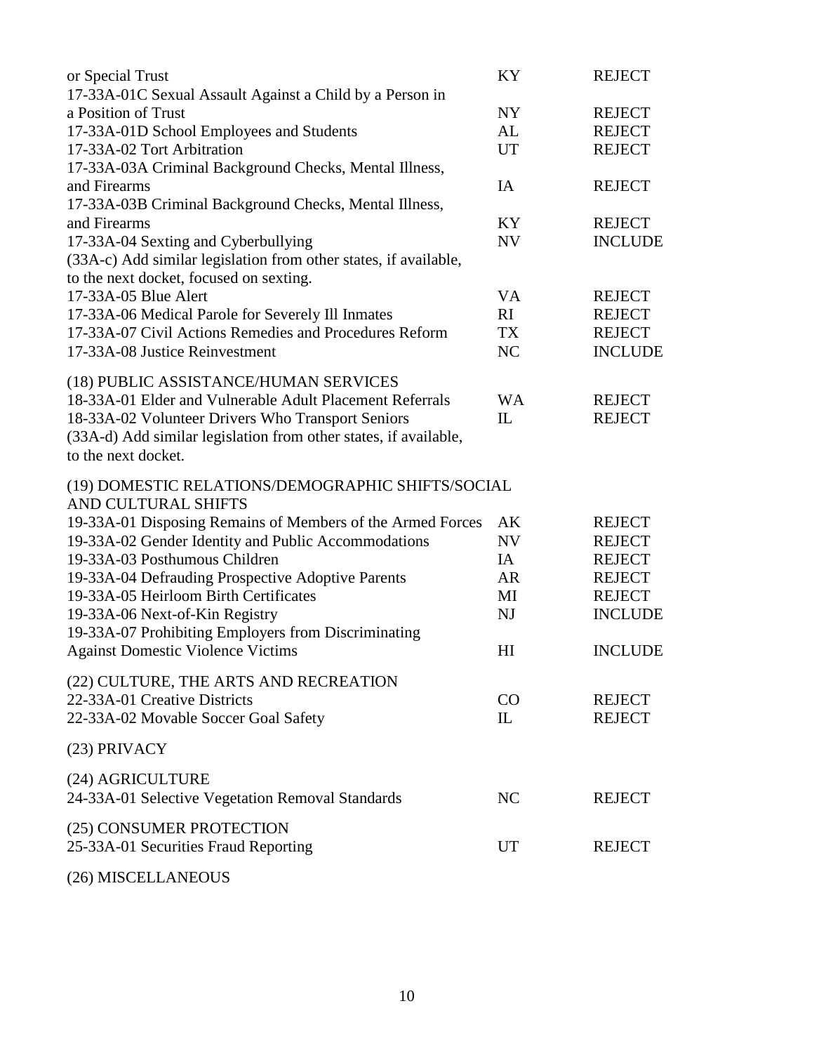| | | |
|---|---|---|
| or Special Trust | KY | REJECT |
| 17-33A-01C Sexual Assault Against a Child by a Person in a Position of Trust | NY | REJECT |
| 17-33A-01D School Employees and Students | AL | REJECT |
| 17-33A-02 Tort Arbitration | UT | REJECT |
| 17-33A-03A Criminal Background Checks, Mental Illness, and Firearms | IA | REJECT |
| 17-33A-03B Criminal Background Checks, Mental Illness, and Firearms | KY | REJECT |
| 17-33A-04 Sexting and Cyberbullying | NV | INCLUDE |
| (33A-c) Add similar legislation from other states, if available, to the next docket, focused on sexting. | | |
| 17-33A-05 Blue Alert | VA | REJECT |
| 17-33A-06 Medical Parole for Severely Ill Inmates | RI | REJECT |
| 17-33A-07 Civil Actions Remedies and Procedures Reform | TX | REJECT |
| 17-33A-08 Justice Reinvestment | NC | INCLUDE |
| (18) PUBLIC ASSISTANCE/HUMAN SERVICES | | |
| 18-33A-01 Elder and Vulnerable Adult Placement Referrals | WA | REJECT |
| 18-33A-02 Volunteer Drivers Who Transport Seniors | IL | REJECT |
| (33A-d) Add similar legislation from other states, if available, to the next docket. | | |
| (19) DOMESTIC RELATIONS/DEMOGRAPHIC SHIFTS/SOCIAL AND CULTURAL SHIFTS | | |
| 19-33A-01 Disposing Remains of Members of the Armed Forces | AK | REJECT |
| 19-33A-02 Gender Identity and Public Accommodations | NV | REJECT |
| 19-33A-03 Posthumous Children | IA | REJECT |
| 19-33A-04 Defrauding Prospective Adoptive Parents | AR | REJECT |
| 19-33A-05 Heirloom Birth Certificates | MI | REJECT |
| 19-33A-06 Next-of-Kin Registry | NJ | INCLUDE |
| 19-33A-07 Prohibiting Employers from Discriminating Against Domestic Violence Victims | HI | INCLUDE |
| (22) CULTURE, THE ARTS AND RECREATION | | |
| 22-33A-01 Creative Districts | CO | REJECT |
| 22-33A-02 Movable Soccer Goal Safety | IL | REJECT |
| (23) PRIVACY | | |
| (24) AGRICULTURE | | |
| 24-33A-01 Selective Vegetation Removal Standards | NC | REJECT |
| (25) CONSUMER PROTECTION | | |
| 25-33A-01 Securities Fraud Reporting | UT | REJECT |
| (26) MISCELLANEOUS | | |